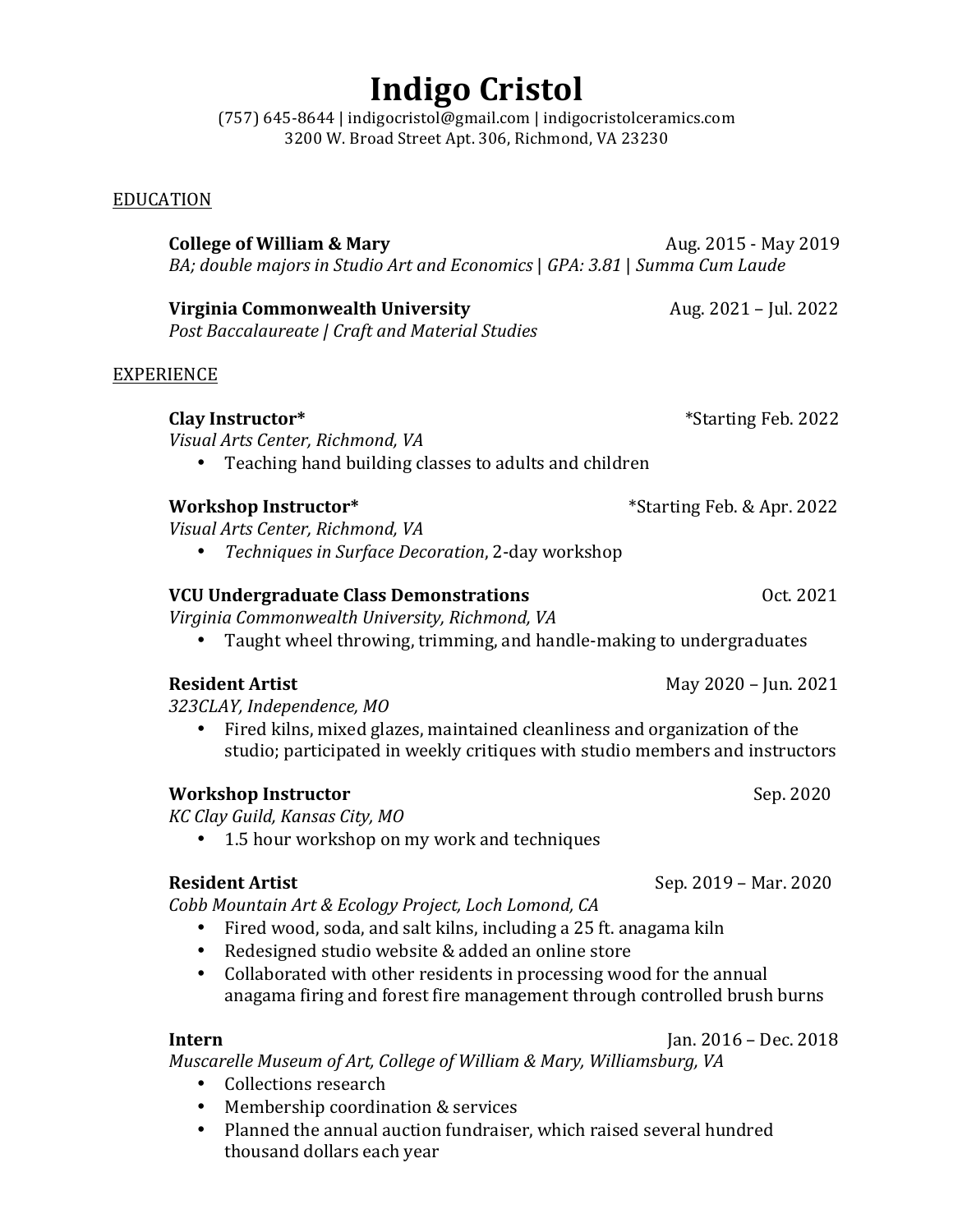# Indigo Cristol

(757) 645-8644 | indigocristol@gmail.com | indigocristolceramics.com
3200 W. Broad Street Apt. 306, Richmond, VA 23230

## EDUCATION

**College of William & Mary** Aug. 2015 - May 2019
*BA; double majors in Studio Art and Economics | GPA: 3.81 | Summa Cum Laude*

**Virginia Commonwealth University** Aug. 2021 – Jul. 2022
*Post Baccalaureate | Craft and Material Studies*

## EXPERIENCE

**Clay Instructor*** *Starting Feb. 2022
*Visual Arts Center, Richmond, VA*
- Teaching hand building classes to adults and children

**Workshop Instructor*** *Starting Feb. & Apr. 2022
*Visual Arts Center, Richmond, VA*
- *Techniques in Surface Decoration*, 2-day workshop

**VCU Undergraduate Class Demonstrations** Oct. 2021
*Virginia Commonwealth University, Richmond, VA*
- Taught wheel throwing, trimming, and handle-making to undergraduates

**Resident Artist** May 2020 – Jun. 2021
*323CLAY, Independence, MO*
- Fired kilns, mixed glazes, maintained cleanliness and organization of the studio; participated in weekly critiques with studio members and instructors

**Workshop Instructor** Sep. 2020
*KC Clay Guild, Kansas City, MO*
- 1.5 hour workshop on my work and techniques

**Resident Artist** Sep. 2019 – Mar. 2020
*Cobb Mountain Art & Ecology Project, Loch Lomond, CA*
- Fired wood, soda, and salt kilns, including a 25 ft. anagama kiln
- Redesigned studio website & added an online store
- Collaborated with other residents in processing wood for the annual anagama firing and forest fire management through controlled brush burns

**Intern** Jan. 2016 – Dec. 2018
*Muscarelle Museum of Art, College of William & Mary, Williamsburg, VA*
- Collections research
- Membership coordination & services
- Planned the annual auction fundraiser, which raised several hundred thousand dollars each year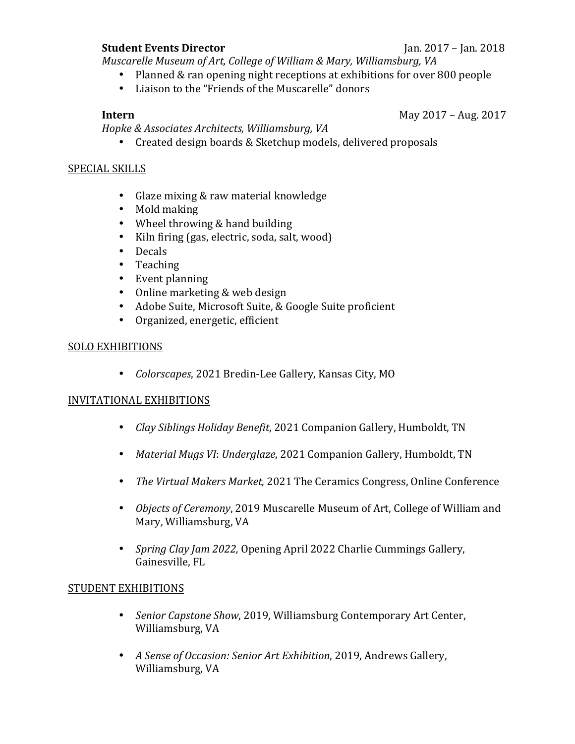**Student Events Director** Jan. 2017 – Jan. 2018
*Muscarelle Museum of Art, College of William & Mary, Williamsburg, VA*

- Planned & ran opening night receptions at exhibitions for over 800 people
- Liaison to the "Friends of the Muscarelle" donors

**Intern** May 2017 – Aug. 2017
*Hopke & Associates Architects, Williamsburg, VA*

- Created design boards & Sketchup models, delivered proposals

## SPECIAL SKILLS

- Glaze mixing & raw material knowledge
- Mold making
- Wheel throwing & hand building
- Kiln firing (gas, electric, soda, salt, wood)
- Decals
- Teaching
- Event planning
- Online marketing & web design
- Adobe Suite, Microsoft Suite, & Google Suite proficient
- Organized, energetic, efficient

## SOLO EXHIBITIONS

- *Colorscapes*, 2021 Bredin-Lee Gallery, Kansas City, MO

## INVITATIONAL EXHIBITIONS

- *Clay Siblings Holiday Benefit*, 2021 Companion Gallery, Humboldt, TN
- *Material Mugs VI*: *Underglaze*, 2021 Companion Gallery, Humboldt, TN
- *The Virtual Makers Market,* 2021 The Ceramics Congress, Online Conference
- *Objects of Ceremony*, 2019 Muscarelle Museum of Art, College of William and Mary, Williamsburg, VA
- *Spring Clay Jam 2022,* Opening April 2022 Charlie Cummings Gallery, Gainesville, FL

## STUDENT EXHIBITIONS

- *Senior Capstone Show*, 2019, Williamsburg Contemporary Art Center, Williamsburg, VA
- *A Sense of Occasion: Senior Art Exhibition*, 2019, Andrews Gallery, Williamsburg, VA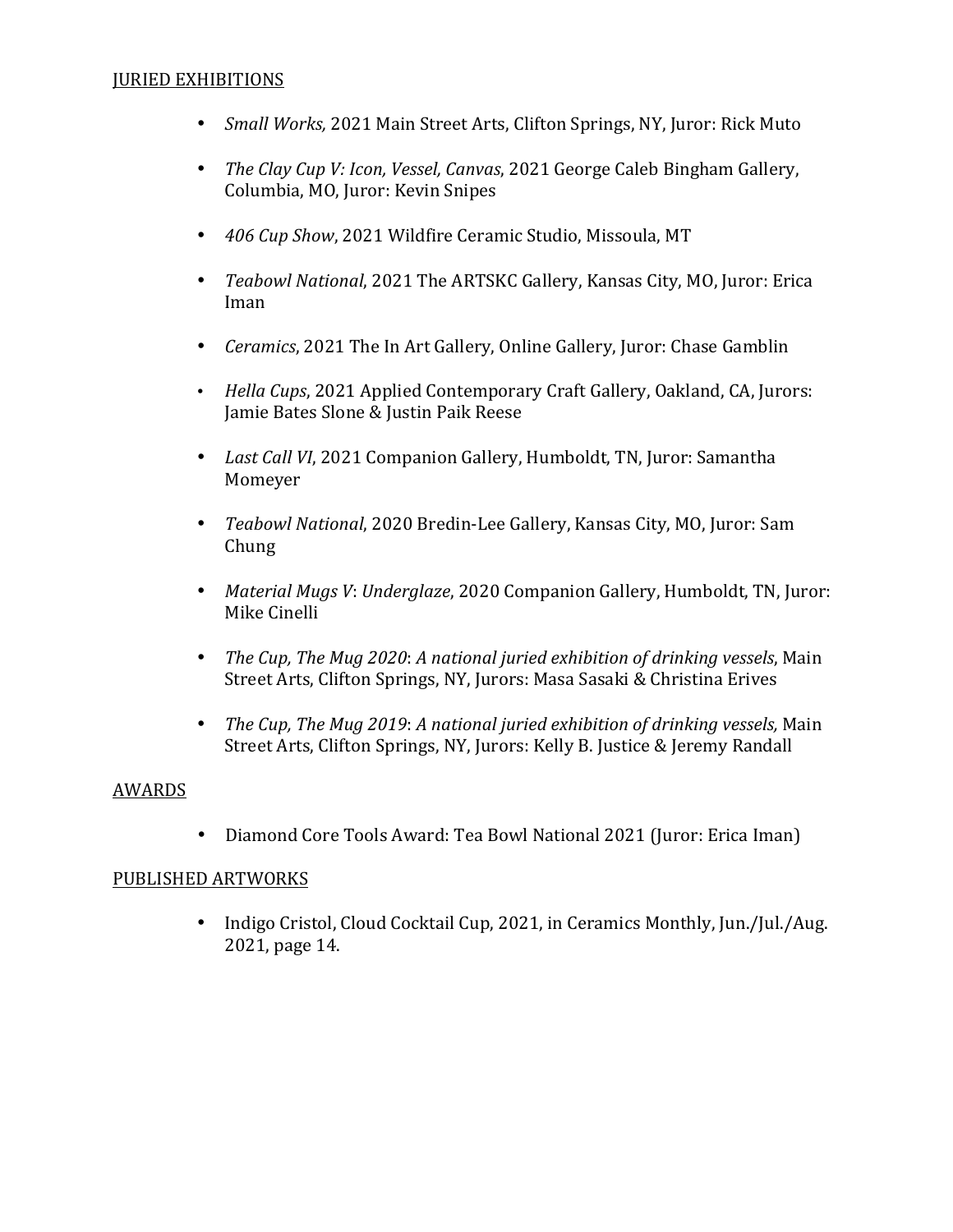## JURIED EXHIBITIONS

- *Small Works,* 2021 Main Street Arts, Clifton Springs, NY, Juror: Rick Muto
- *The Clay Cup V: Icon, Vessel, Canvas*, 2021 George Caleb Bingham Gallery, Columbia, MO, Juror: Kevin Snipes
- *406 Cup Show*, 2021 Wildfire Ceramic Studio, Missoula, MT
- *Teabowl National*, 2021 The ARTSKC Gallery, Kansas City, MO, Juror: Erica Iman
- *Ceramics*, 2021 The In Art Gallery, Online Gallery, Juror: Chase Gamblin
- *Hella Cups*, 2021 Applied Contemporary Craft Gallery, Oakland, CA, Jurors: Jamie Bates Slone & Justin Paik Reese
- *Last Call VI*, 2021 Companion Gallery, Humboldt, TN, Juror: Samantha Momeyer
- *Teabowl National*, 2020 Bredin-Lee Gallery, Kansas City, MO, Juror: Sam Chung
- *Material Mugs V*: *Underglaze*, 2020 Companion Gallery, Humboldt, TN, Juror: Mike Cinelli
- *The Cup, The Mug 2020*: *A national juried exhibition of drinking vessels*, Main Street Arts, Clifton Springs, NY, Jurors: Masa Sasaki & Christina Erives
- *The Cup, The Mug 2019*: *A national juried exhibition of drinking vessels,* Main Street Arts, Clifton Springs, NY, Jurors: Kelly B. Justice & Jeremy Randall

## AWARDS

- Diamond Core Tools Award: Tea Bowl National 2021 (Juror: Erica Iman)

## PUBLISHED ARTWORKS

- Indigo Cristol, Cloud Cocktail Cup, 2021, in Ceramics Monthly, Jun./Jul./Aug. 2021, page 14.